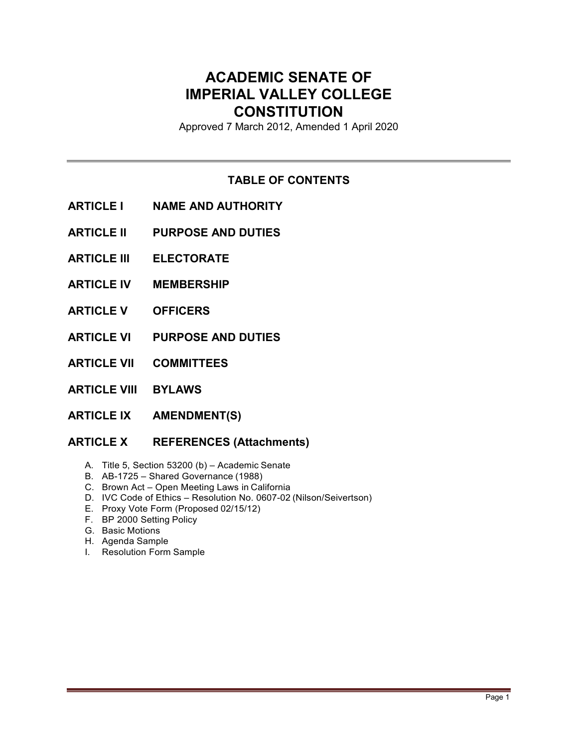# ACADEMIC SENATE OF IMPERIAL VALLEY COLLEGE CONSTITUTION

Approved 7 March 2012, Amended 1 April 2020

---

## TABLE OF CONTENTS

**ARTICLE I NAME AND AUTHORITY**

**ARTICLE II PURPOSE AND DUTIES**

**ARTICLE III ELECTORATE**

**ARTICLE IV MEMBERSHIP**

**ARTICLE V OFFICERS**

**ARTICLE VI PURPOSE AND DUTIES**

**ARTICLE VII COMMITTEES**

**ARTICLE VIII BYLAWS**

**ARTICLE IX AMENDMENT(S)**

**ARTICLE X REFERENCES (Attachments)**

A. Title 5, Section 53200 (b) – Academic Senate
B. AB-1725 – Shared Governance (1988)
C. Brown Act – Open Meeting Laws in California
D. IVC Code of Ethics – Resolution No. 0607-02 (Nilson/Seivertson)
E. Proxy Vote Form (Proposed 02/15/12)
F. BP 2000 Setting Policy
G. Basic Motions
H. Agenda Sample
I. Resolution Form Sample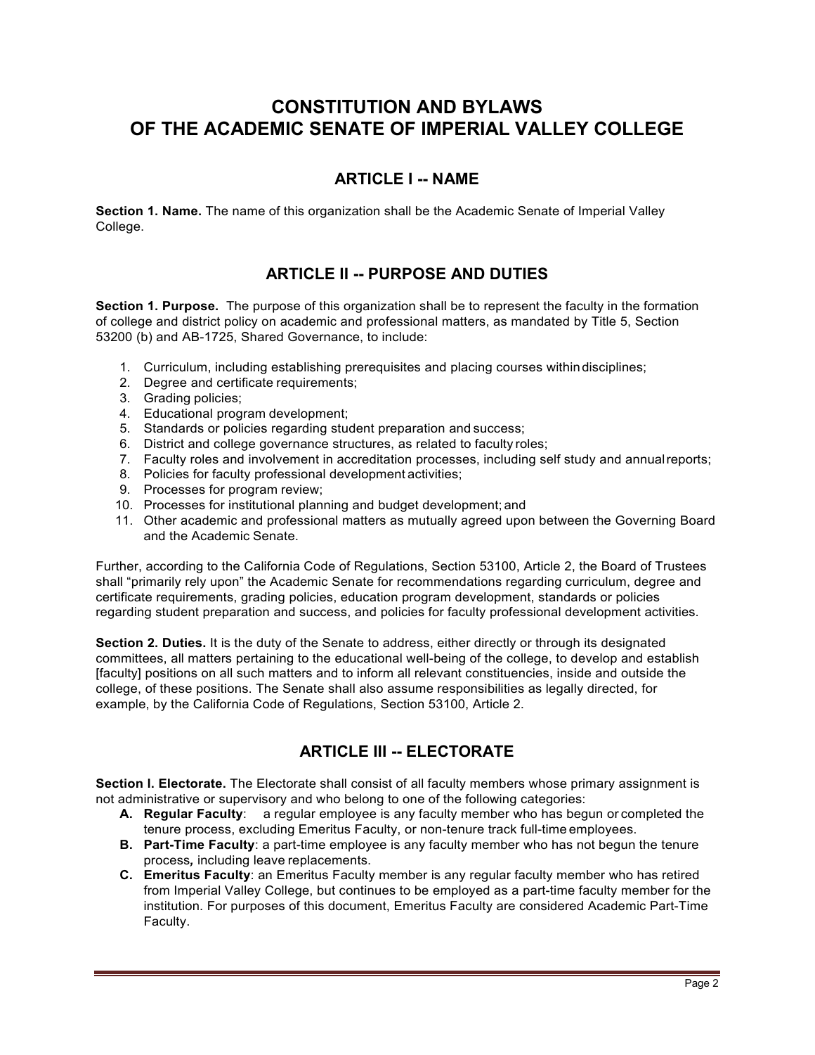# CONSTITUTION AND BYLAWS OF THE ACADEMIC SENATE OF IMPERIAL VALLEY COLLEGE

## ARTICLE I -- NAME

**Section 1. Name.** The name of this organization shall be the Academic Senate of Imperial Valley College.

## ARTICLE II -- PURPOSE AND DUTIES

**Section 1. Purpose.** The purpose of this organization shall be to represent the faculty in the formation of college and district policy on academic and professional matters, as mandated by Title 5, Section 53200 (b) and AB-1725, Shared Governance, to include:

1. Curriculum, including establishing prerequisites and placing courses within disciplines;
2. Degree and certificate requirements;
3. Grading policies;
4. Educational program development;
5. Standards or policies regarding student preparation and success;
6. District and college governance structures, as related to faculty roles;
7. Faculty roles and involvement in accreditation processes, including self study and annual reports;
8. Policies for faculty professional development activities;
9. Processes for program review;
10. Processes for institutional planning and budget development; and
11. Other academic and professional matters as mutually agreed upon between the Governing Board and the Academic Senate.

Further, according to the California Code of Regulations, Section 53100, Article 2, the Board of Trustees shall "primarily rely upon" the Academic Senate for recommendations regarding curriculum, degree and certificate requirements, grading policies, education program development, standards or policies regarding student preparation and success, and policies for faculty professional development activities.

**Section 2. Duties.** It is the duty of the Senate to address, either directly or through its designated committees, all matters pertaining to the educational well-being of the college, to develop and establish [faculty] positions on all such matters and to inform all relevant constituencies, inside and outside the college, of these positions. The Senate shall also assume responsibilities as legally directed, for example, by the California Code of Regulations, Section 53100, Article 2.

## ARTICLE III -- ELECTORATE

**Section I. Electorate.** The Electorate shall consist of all faculty members whose primary assignment is not administrative or supervisory and who belong to one of the following categories:

- **A. Regular Faculty**: a regular employee is any faculty member who has begun or completed the tenure process, excluding Emeritus Faculty, or non-tenure track full-time employees.
- **B. Part-Time Faculty**: a part-time employee is any faculty member who has not begun the tenure process*,* including leave replacements.
- **C. Emeritus Faculty**: an Emeritus Faculty member is any regular faculty member who has retired from Imperial Valley College, but continues to be employed as a part-time faculty member for the institution. For purposes of this document, Emeritus Faculty are considered Academic Part-Time Faculty.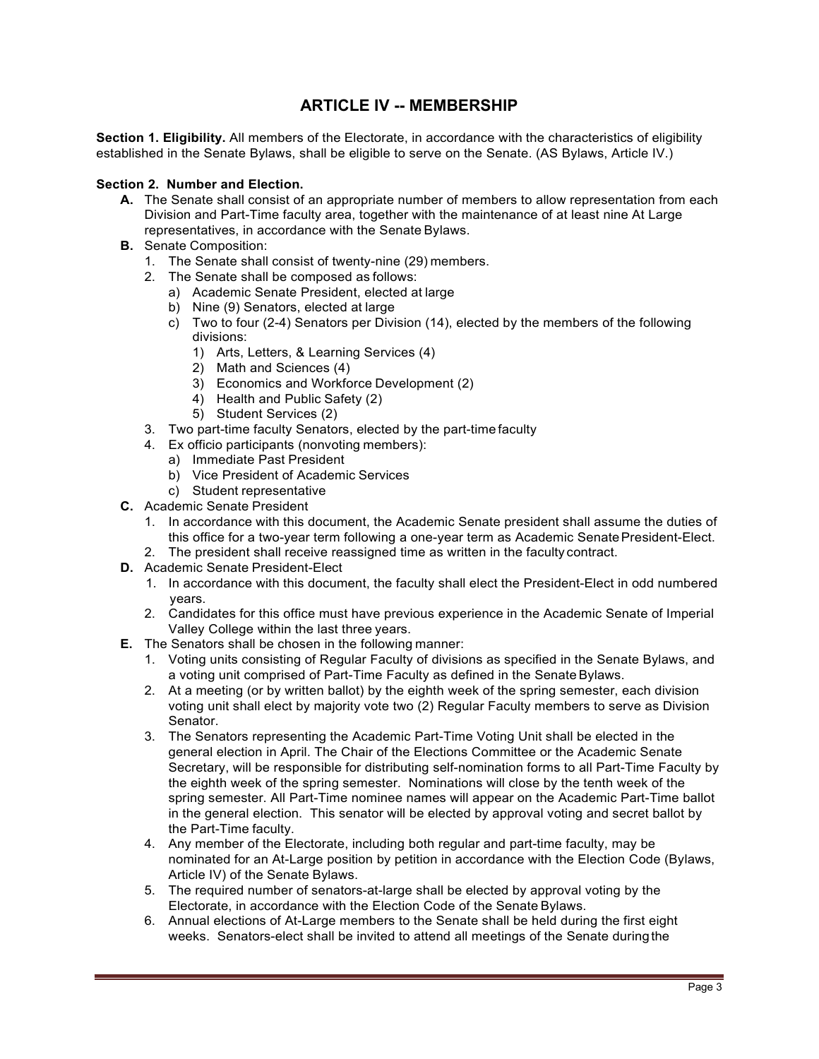## ARTICLE IV -- MEMBERSHIP

**Section 1. Eligibility.** All members of the Electorate, in accordance with the characteristics of eligibility established in the Senate Bylaws, shall be eligible to serve on the Senate. (AS Bylaws, Article IV.)

**Section 2. Number and Election.**

- **A.** The Senate shall consist of an appropriate number of members to allow representation from each Division and Part-Time faculty area, together with the maintenance of at least nine At Large representatives, in accordance with the Senate Bylaws.
- **B.** Senate Composition:
  1. The Senate shall consist of twenty-nine (29) members.
  2. The Senate shall be composed as follows:
     - a) Academic Senate President, elected at large
     - b) Nine (9) Senators, elected at large
     - c) Two to four (2-4) Senators per Division (14), elected by the members of the following divisions:
       - 1) Arts, Letters, & Learning Services (4)
       - 2) Math and Sciences (4)
       - 3) Economics and Workforce Development (2)
       - 4) Health and Public Safety (2)
       - 5) Student Services (2)
  3. Two part-time faculty Senators, elected by the part-time faculty
  4. Ex officio participants (nonvoting members):
     - a) Immediate Past President
     - b) Vice President of Academic Services
     - c) Student representative
- **C.** Academic Senate President
  1. In accordance with this document, the Academic Senate president shall assume the duties of this office for a two-year term following a one-year term as Academic Senate President-Elect.
  2. The president shall receive reassigned time as written in the faculty contract.
- **D.** Academic Senate President-Elect
  1. In accordance with this document, the faculty shall elect the President-Elect in odd numbered years.
  2. Candidates for this office must have previous experience in the Academic Senate of Imperial Valley College within the last three years.
- **E.** The Senators shall be chosen in the following manner:
  1. Voting units consisting of Regular Faculty of divisions as specified in the Senate Bylaws, and a voting unit comprised of Part-Time Faculty as defined in the Senate Bylaws.
  2. At a meeting (or by written ballot) by the eighth week of the spring semester, each division voting unit shall elect by majority vote two (2) Regular Faculty members to serve as Division Senator.
  3. The Senators representing the Academic Part-Time Voting Unit shall be elected in the general election in April. The Chair of the Elections Committee or the Academic Senate Secretary, will be responsible for distributing self-nomination forms to all Part-Time Faculty by the eighth week of the spring semester. Nominations will close by the tenth week of the spring semester. All Part-Time nominee names will appear on the Academic Part-Time ballot in the general election. This senator will be elected by approval voting and secret ballot by the Part-Time faculty.
  4. Any member of the Electorate, including both regular and part-time faculty, may be nominated for an At-Large position by petition in accordance with the Election Code (Bylaws, Article IV) of the Senate Bylaws.
  5. The required number of senators-at-large shall be elected by approval voting by the Electorate, in accordance with the Election Code of the Senate Bylaws.
  6. Annual elections of At-Large members to the Senate shall be held during the first eight weeks. Senators-elect shall be invited to attend all meetings of the Senate during the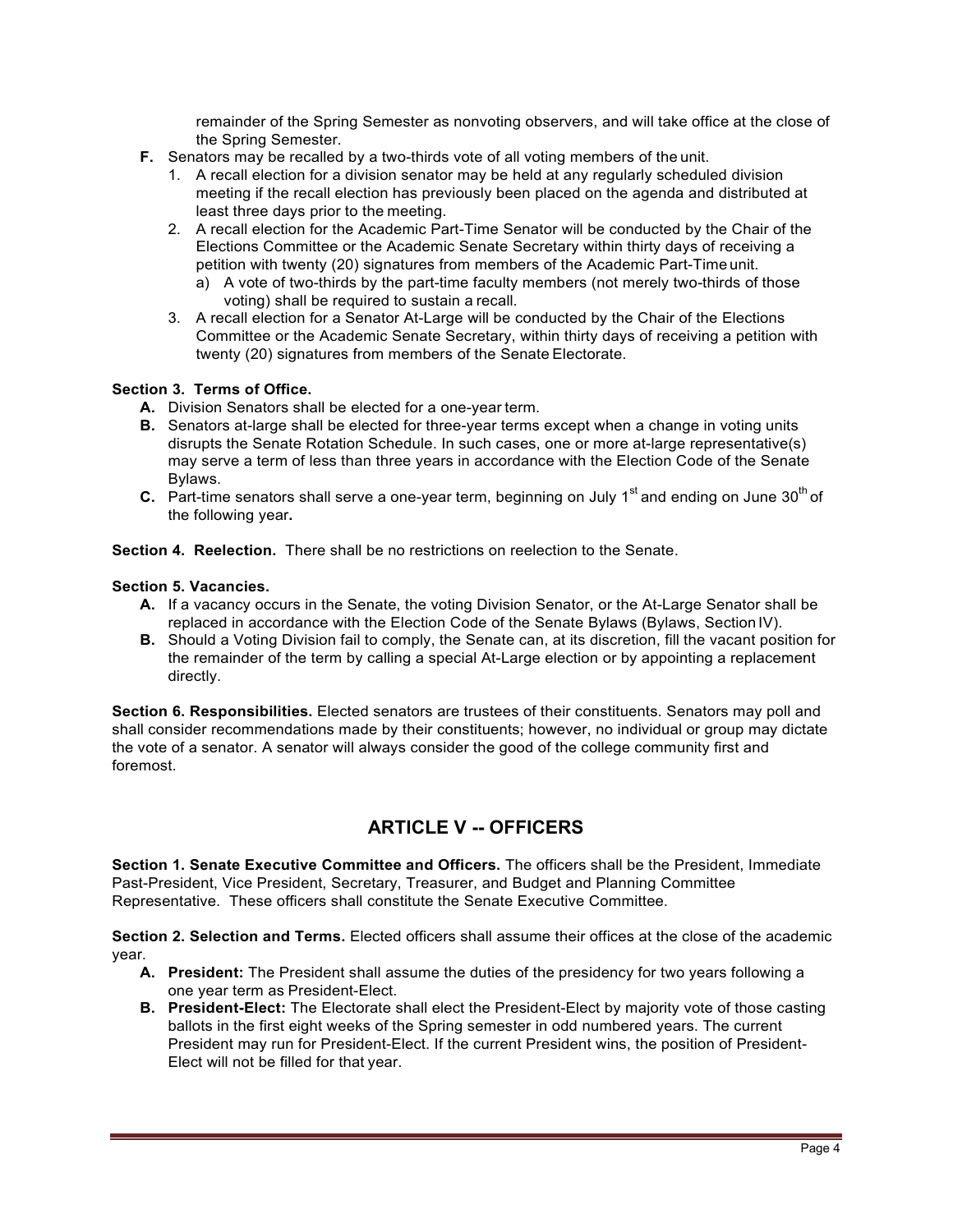remainder of the Spring Semester as nonvoting observers, and will take office at the close of the Spring Semester.

- **F.** Senators may be recalled by a two-thirds vote of all voting members of the unit.
  1. A recall election for a division senator may be held at any regularly scheduled division meeting if the recall election has previously been placed on the agenda and distributed at least three days prior to the meeting.
  2. A recall election for the Academic Part-Time Senator will be conducted by the Chair of the Elections Committee or the Academic Senate Secretary within thirty days of receiving a petition with twenty (20) signatures from members of the Academic Part-Time unit.
     a) A vote of two-thirds by the part-time faculty members (not merely two-thirds of those voting) shall be required to sustain a recall.
  3. A recall election for a Senator At-Large will be conducted by the Chair of the Elections Committee or the Academic Senate Secretary, within thirty days of receiving a petition with twenty (20) signatures from members of the Senate Electorate.

**Section 3. Terms of Office.**

- **A.** Division Senators shall be elected for a one-year term.
- **B.** Senators at-large shall be elected for three-year terms except when a change in voting units disrupts the Senate Rotation Schedule. In such cases, one or more at-large representative(s) may serve a term of less than three years in accordance with the Election Code of the Senate Bylaws.
- **C.** Part-time senators shall serve a one-year term, beginning on July 1st and ending on June 30th of the following year**.**

**Section 4. Reelection.** There shall be no restrictions on reelection to the Senate.

**Section 5. Vacancies.**

- **A.** If a vacancy occurs in the Senate, the voting Division Senator, or the At-Large Senator shall be replaced in accordance with the Election Code of the Senate Bylaws (Bylaws, Section IV).
- **B.** Should a Voting Division fail to comply, the Senate can, at its discretion, fill the vacant position for the remainder of the term by calling a special At-Large election or by appointing a replacement directly.

**Section 6. Responsibilities.** Elected senators are trustees of their constituents. Senators may poll and shall consider recommendations made by their constituents; however, no individual or group may dictate the vote of a senator. A senator will always consider the good of the college community first and foremost.

## ARTICLE V -- OFFICERS

**Section 1. Senate Executive Committee and Officers.** The officers shall be the President, Immediate Past-President, Vice President, Secretary, Treasurer, and Budget and Planning Committee Representative. These officers shall constitute the Senate Executive Committee.

**Section 2. Selection and Terms.** Elected officers shall assume their offices at the close of the academic year.

- **A. President:** The President shall assume the duties of the presidency for two years following a one year term as President-Elect.
- **B. President-Elect:** The Electorate shall elect the President-Elect by majority vote of those casting ballots in the first eight weeks of the Spring semester in odd numbered years. The current President may run for President-Elect. If the current President wins, the position of President-Elect will not be filled for that year.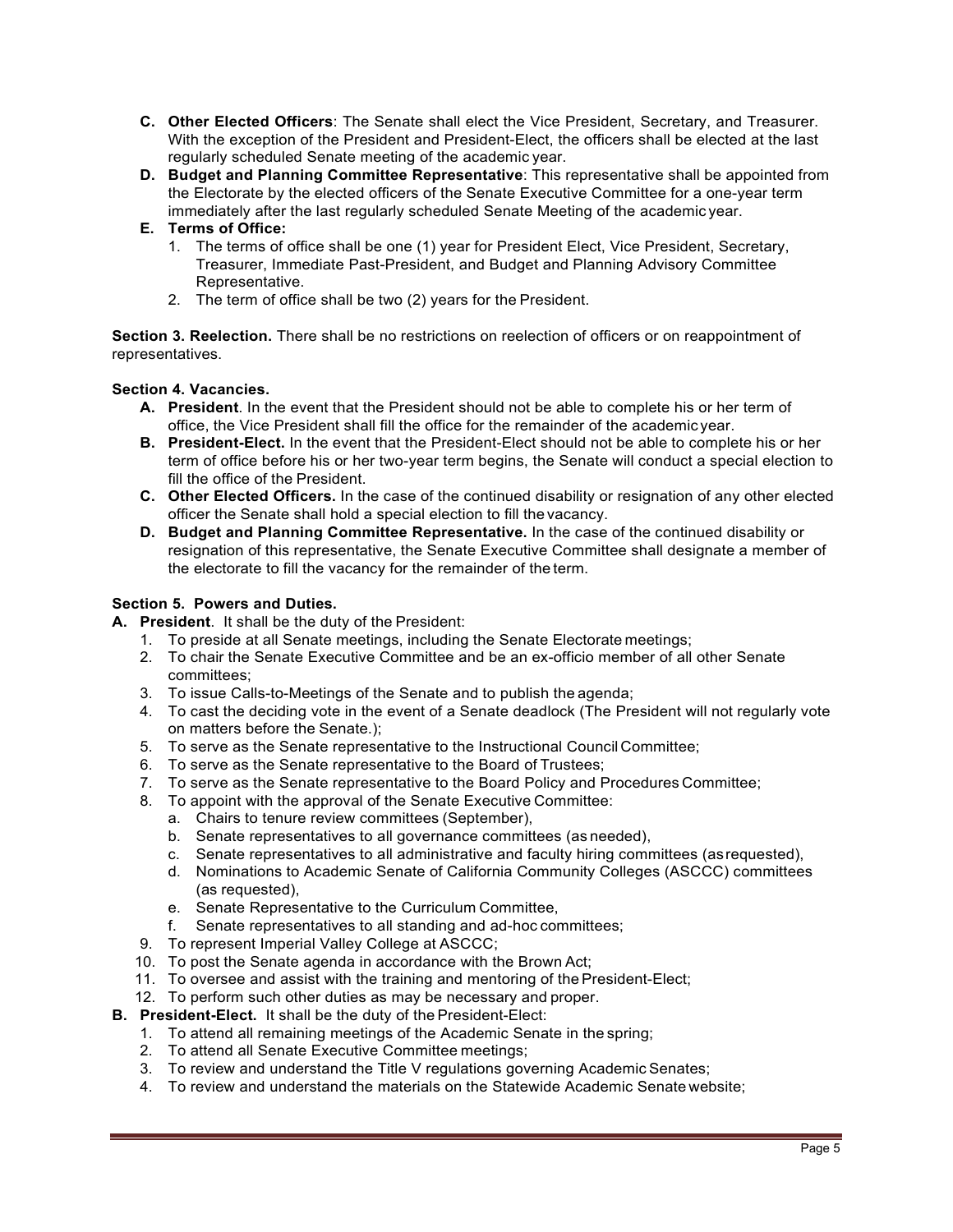- **C. Other Elected Officers**: The Senate shall elect the Vice President, Secretary, and Treasurer. With the exception of the President and President-Elect, the officers shall be elected at the last regularly scheduled Senate meeting of the academic year.
- **D. Budget and Planning Committee Representative**: This representative shall be appointed from the Electorate by the elected officers of the Senate Executive Committee for a one-year term immediately after the last regularly scheduled Senate Meeting of the academic year.
- **E. Terms of Office:**
  1. The terms of office shall be one (1) year for President Elect, Vice President, Secretary, Treasurer, Immediate Past-President, and Budget and Planning Advisory Committee Representative.
  2. The term of office shall be two (2) years for the President.

**Section 3. Reelection.** There shall be no restrictions on reelection of officers or on reappointment of representatives.

**Section 4. Vacancies.**

- **A. President**. In the event that the President should not be able to complete his or her term of office, the Vice President shall fill the office for the remainder of the academic year.
- **B. President-Elect.** In the event that the President-Elect should not be able to complete his or her term of office before his or her two-year term begins, the Senate will conduct a special election to fill the office of the President.
- **C. Other Elected Officers.** In the case of the continued disability or resignation of any other elected officer the Senate shall hold a special election to fill the vacancy.
- **D. Budget and Planning Committee Representative.** In the case of the continued disability or resignation of this representative, the Senate Executive Committee shall designate a member of the electorate to fill the vacancy for the remainder of the term.

**Section 5. Powers and Duties.**

**A. President**. It shall be the duty of the President:

1. To preside at all Senate meetings, including the Senate Electorate meetings;
2. To chair the Senate Executive Committee and be an ex-officio member of all other Senate committees;
3. To issue Calls-to-Meetings of the Senate and to publish the agenda;
4. To cast the deciding vote in the event of a Senate deadlock (The President will not regularly vote on matters before the Senate.);
5. To serve as the Senate representative to the Instructional Council Committee;
6. To serve as the Senate representative to the Board of Trustees;
7. To serve as the Senate representative to the Board Policy and Procedures Committee;
8. To appoint with the approval of the Senate Executive Committee:
   - a. Chairs to tenure review committees (September),
   - b. Senate representatives to all governance committees (as needed),
   - c. Senate representatives to all administrative and faculty hiring committees (as requested),
   - d. Nominations to Academic Senate of California Community Colleges (ASCCC) committees (as requested),
   - e. Senate Representative to the Curriculum Committee,
   - f. Senate representatives to all standing and ad-hoc committees;
9. To represent Imperial Valley College at ASCCC;
10. To post the Senate agenda in accordance with the Brown Act;
11. To oversee and assist with the training and mentoring of the President-Elect;
12. To perform such other duties as may be necessary and proper.

**B. President-Elect.** It shall be the duty of the President-Elect:

1. To attend all remaining meetings of the Academic Senate in the spring;
2. To attend all Senate Executive Committee meetings;
3. To review and understand the Title V regulations governing Academic Senates;
4. To review and understand the materials on the Statewide Academic Senate website;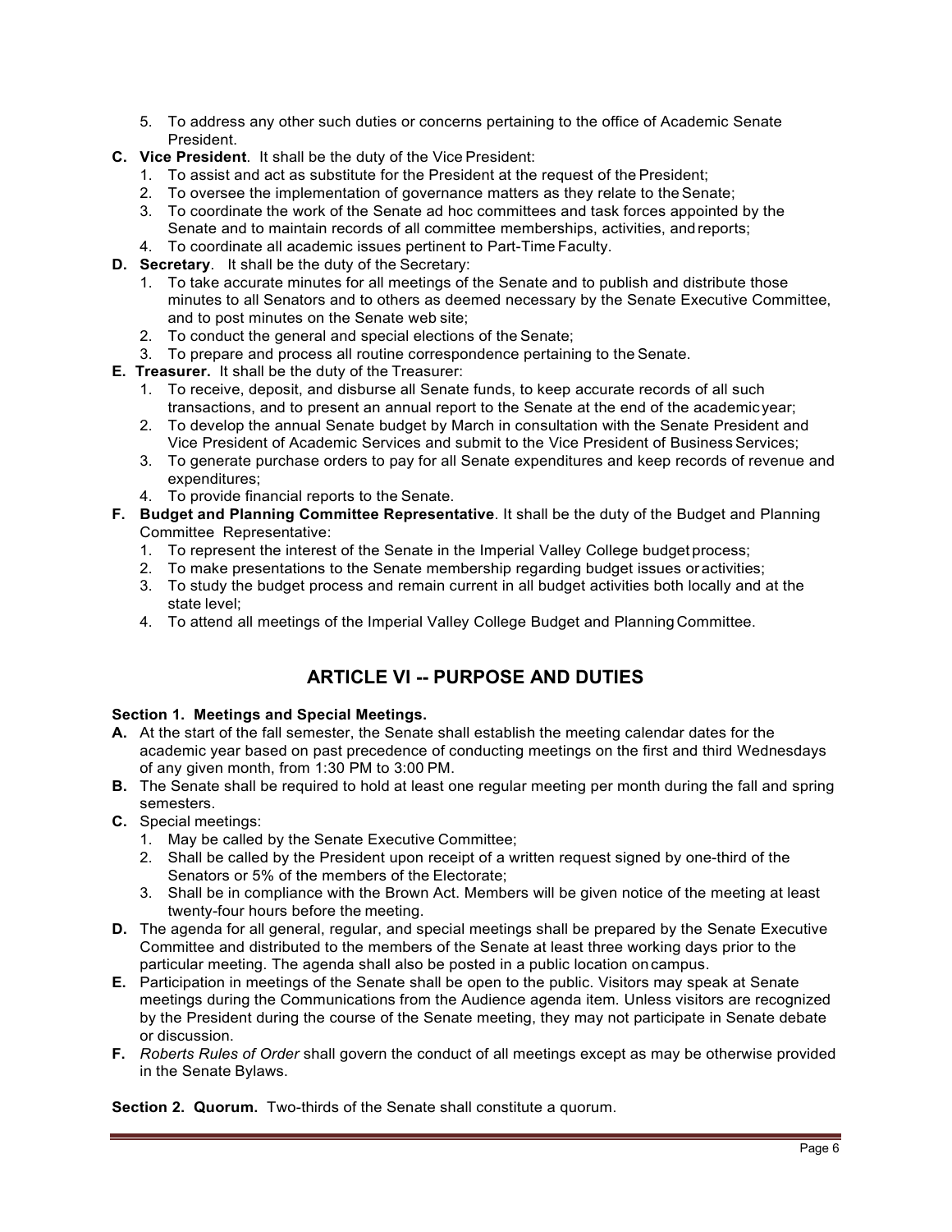5. To address any other such duties or concerns pertaining to the office of Academic Senate President.

**C. Vice President**. It shall be the duty of the Vice President:

1. To assist and act as substitute for the President at the request of the President;
2. To oversee the implementation of governance matters as they relate to the Senate;
3. To coordinate the work of the Senate ad hoc committees and task forces appointed by the Senate and to maintain records of all committee memberships, activities, and reports;
4. To coordinate all academic issues pertinent to Part-Time Faculty.

**D. Secretary**. It shall be the duty of the Secretary:

1. To take accurate minutes for all meetings of the Senate and to publish and distribute those minutes to all Senators and to others as deemed necessary by the Senate Executive Committee, and to post minutes on the Senate web site;
2. To conduct the general and special elections of the Senate;
3. To prepare and process all routine correspondence pertaining to the Senate.

**E. Treasurer.** It shall be the duty of the Treasurer:

1. To receive, deposit, and disburse all Senate funds, to keep accurate records of all such transactions, and to present an annual report to the Senate at the end of the academic year;
2. To develop the annual Senate budget by March in consultation with the Senate President and Vice President of Academic Services and submit to the Vice President of Business Services;
3. To generate purchase orders to pay for all Senate expenditures and keep records of revenue and expenditures;
4. To provide financial reports to the Senate.

**F. Budget and Planning Committee Representative**. It shall be the duty of the Budget and Planning Committee Representative:

1. To represent the interest of the Senate in the Imperial Valley College budget process;
2. To make presentations to the Senate membership regarding budget issues or activities;
3. To study the budget process and remain current in all budget activities both locally and at the state level;
4. To attend all meetings of the Imperial Valley College Budget and Planning Committee.

## ARTICLE VI -- PURPOSE AND DUTIES

**Section 1. Meetings and Special Meetings.**

**A.** At the start of the fall semester, the Senate shall establish the meeting calendar dates for the academic year based on past precedence of conducting meetings on the first and third Wednesdays of any given month, from 1:30 PM to 3:00 PM.

**B.** The Senate shall be required to hold at least one regular meeting per month during the fall and spring semesters.

**C.** Special meetings:

1. May be called by the Senate Executive Committee;
2. Shall be called by the President upon receipt of a written request signed by one-third of the Senators or 5% of the members of the Electorate;
3. Shall be in compliance with the Brown Act. Members will be given notice of the meeting at least twenty-four hours before the meeting.

**D.** The agenda for all general, regular, and special meetings shall be prepared by the Senate Executive Committee and distributed to the members of the Senate at least three working days prior to the particular meeting. The agenda shall also be posted in a public location on campus.

**E.** Participation in meetings of the Senate shall be open to the public. Visitors may speak at Senate meetings during the Communications from the Audience agenda item. Unless visitors are recognized by the President during the course of the Senate meeting, they may not participate in Senate debate or discussion.

**F.** *Roberts Rules of Order* shall govern the conduct of all meetings except as may be otherwise provided in the Senate Bylaws.

**Section 2. Quorum.** Two-thirds of the Senate shall constitute a quorum.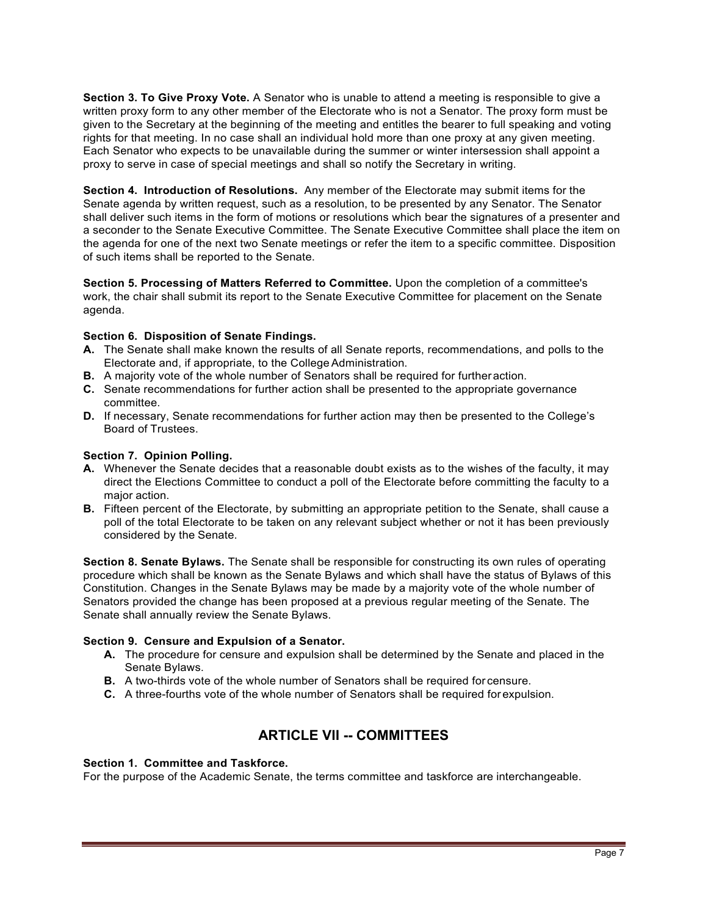**Section 3. To Give Proxy Vote.** A Senator who is unable to attend a meeting is responsible to give a written proxy form to any other member of the Electorate who is not a Senator. The proxy form must be given to the Secretary at the beginning of the meeting and entitles the bearer to full speaking and voting rights for that meeting. In no case shall an individual hold more than one proxy at any given meeting. Each Senator who expects to be unavailable during the summer or winter intersession shall appoint a proxy to serve in case of special meetings and shall so notify the Secretary in writing.

**Section 4. Introduction of Resolutions.** Any member of the Electorate may submit items for the Senate agenda by written request, such as a resolution, to be presented by any Senator. The Senator shall deliver such items in the form of motions or resolutions which bear the signatures of a presenter and a seconder to the Senate Executive Committee. The Senate Executive Committee shall place the item on the agenda for one of the next two Senate meetings or refer the item to a specific committee. Disposition of such items shall be reported to the Senate.

**Section 5. Processing of Matters Referred to Committee.** Upon the completion of a committee's work, the chair shall submit its report to the Senate Executive Committee for placement on the Senate agenda.

**Section 6. Disposition of Senate Findings.**

- **A.** The Senate shall make known the results of all Senate reports, recommendations, and polls to the Electorate and, if appropriate, to the College Administration.
- **B.** A majority vote of the whole number of Senators shall be required for further action.
- **C.** Senate recommendations for further action shall be presented to the appropriate governance committee.
- **D.** If necessary, Senate recommendations for further action may then be presented to the College's Board of Trustees.

**Section 7. Opinion Polling.**

- **A.** Whenever the Senate decides that a reasonable doubt exists as to the wishes of the faculty, it may direct the Elections Committee to conduct a poll of the Electorate before committing the faculty to a major action.
- **B.** Fifteen percent of the Electorate, by submitting an appropriate petition to the Senate, shall cause a poll of the total Electorate to be taken on any relevant subject whether or not it has been previously considered by the Senate.

**Section 8. Senate Bylaws.** The Senate shall be responsible for constructing its own rules of operating procedure which shall be known as the Senate Bylaws and which shall have the status of Bylaws of this Constitution. Changes in the Senate Bylaws may be made by a majority vote of the whole number of Senators provided the change has been proposed at a previous regular meeting of the Senate. The Senate shall annually review the Senate Bylaws.

**Section 9. Censure and Expulsion of a Senator.**

- **A.** The procedure for censure and expulsion shall be determined by the Senate and placed in the Senate Bylaws.
- **B.** A two-thirds vote of the whole number of Senators shall be required for censure.
- **C.** A three-fourths vote of the whole number of Senators shall be required for expulsion.

## ARTICLE VII -- COMMITTEES

**Section 1. Committee and Taskforce.**
For the purpose of the Academic Senate, the terms committee and taskforce are interchangeable.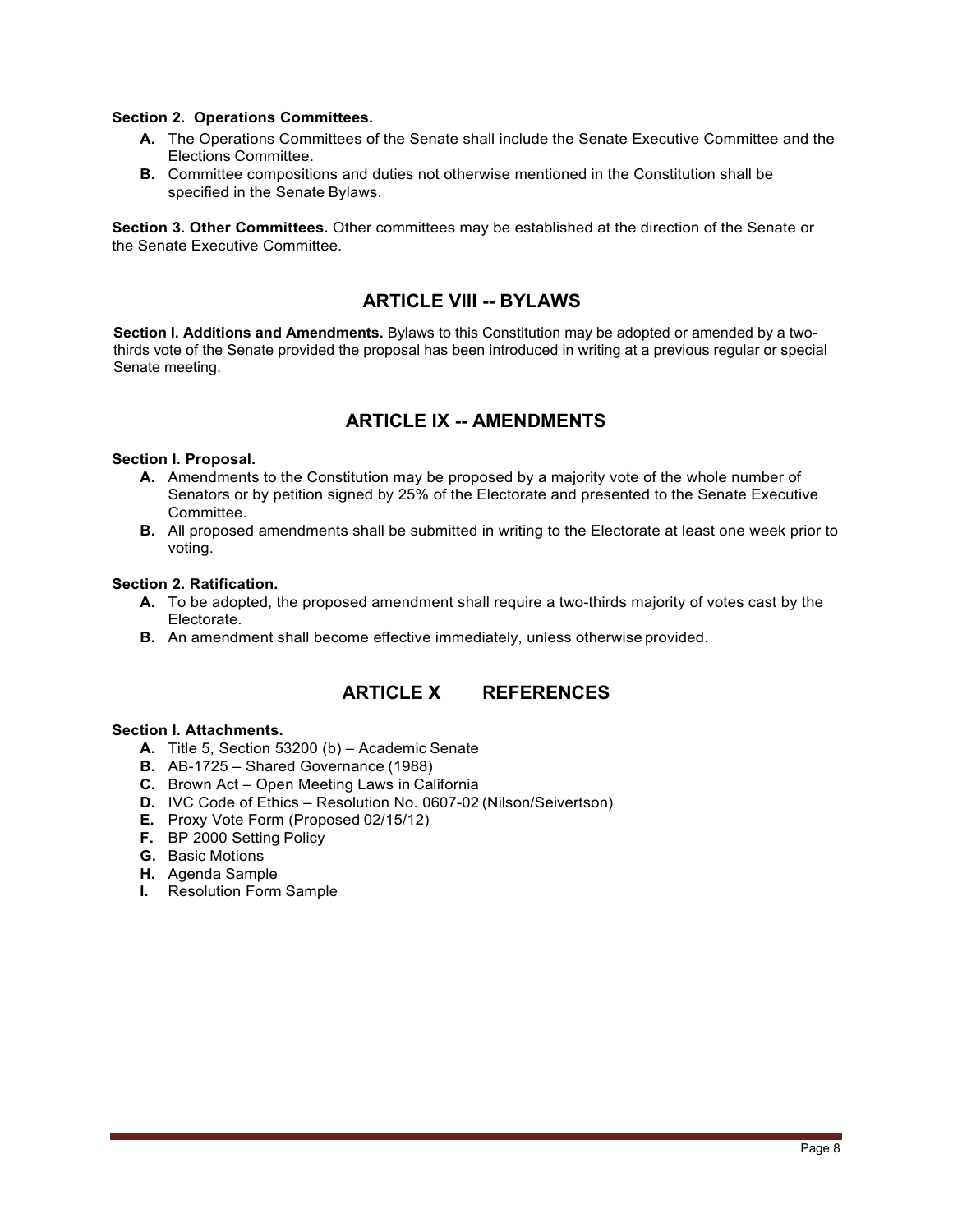**Section 2. Operations Committees.**

- **A.** The Operations Committees of the Senate shall include the Senate Executive Committee and the Elections Committee.
- **B.** Committee compositions and duties not otherwise mentioned in the Constitution shall be specified in the Senate Bylaws.

**Section 3. Other Committees.** Other committees may be established at the direction of the Senate or the Senate Executive Committee.

## ARTICLE VIII -- BYLAWS

**Section I. Additions and Amendments.** Bylaws to this Constitution may be adopted or amended by a two-thirds vote of the Senate provided the proposal has been introduced in writing at a previous regular or special Senate meeting.

## ARTICLE IX -- AMENDMENTS

**Section I. Proposal.**

- **A.** Amendments to the Constitution may be proposed by a majority vote of the whole number of Senators or by petition signed by 25% of the Electorate and presented to the Senate Executive Committee.
- **B.** All proposed amendments shall be submitted in writing to the Electorate at least one week prior to voting.

**Section 2. Ratification.**

- **A.** To be adopted, the proposed amendment shall require a two-thirds majority of votes cast by the Electorate.
- **B.** An amendment shall become effective immediately, unless otherwise provided.

## ARTICLE X REFERENCES

**Section I. Attachments.**

- **A.** Title 5, Section 53200 (b) – Academic Senate
- **B.** AB-1725 – Shared Governance (1988)
- **C.** Brown Act – Open Meeting Laws in California
- **D.** IVC Code of Ethics – Resolution No. 0607-02 (Nilson/Seivertson)
- **E.** Proxy Vote Form (Proposed 02/15/12)
- **F.** BP 2000 Setting Policy
- **G.** Basic Motions
- **H.** Agenda Sample
- **I.** Resolution Form Sample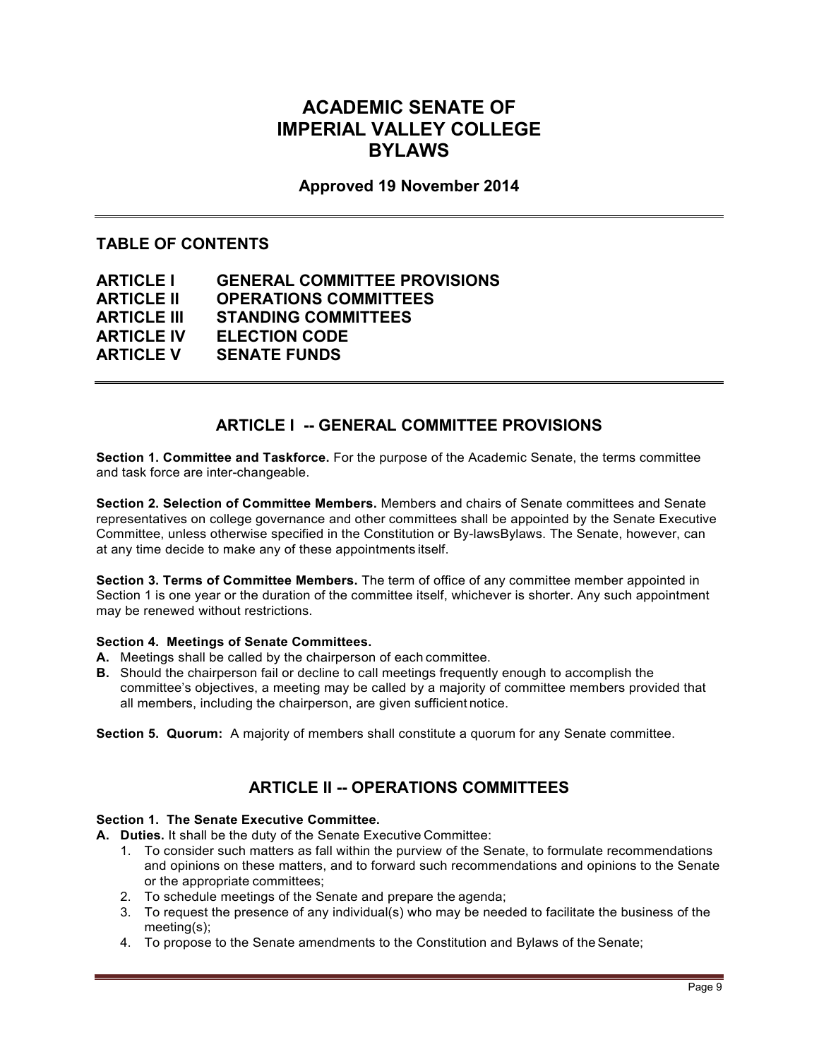# ACADEMIC SENATE OF IMPERIAL VALLEY COLLEGE BYLAWS

**Approved 19 November 2014**

## TABLE OF CONTENTS

**ARTICLE I** GENERAL COMMITTEE PROVISIONS
**ARTICLE II** OPERATIONS COMMITTEES
**ARTICLE III** STANDING COMMITTEES
**ARTICLE IV** ELECTION CODE
**ARTICLE V** SENATE FUNDS

## ARTICLE I -- GENERAL COMMITTEE PROVISIONS

**Section 1. Committee and Taskforce.** For the purpose of the Academic Senate, the terms committee and task force are inter-changeable.

**Section 2. Selection of Committee Members.** Members and chairs of Senate committees and Senate representatives on college governance and other committees shall be appointed by the Senate Executive Committee, unless otherwise specified in the Constitution or By-lawsBylaws. The Senate, however, can at any time decide to make any of these appointments itself.

**Section 3. Terms of Committee Members.** The term of office of any committee member appointed in Section 1 is one year or the duration of the committee itself, whichever is shorter. Any such appointment may be renewed without restrictions.

**Section 4. Meetings of Senate Committees.**

**A.** Meetings shall be called by the chairperson of each committee.

**B.** Should the chairperson fail or decline to call meetings frequently enough to accomplish the committee's objectives, a meeting may be called by a majority of committee members provided that all members, including the chairperson, are given sufficient notice.

**Section 5. Quorum:** A majority of members shall constitute a quorum for any Senate committee.

## ARTICLE II -- OPERATIONS COMMITTEES

**Section 1. The Senate Executive Committee.**

**A. Duties.** It shall be the duty of the Senate Executive Committee:

1. To consider such matters as fall within the purview of the Senate, to formulate recommendations and opinions on these matters, and to forward such recommendations and opinions to the Senate or the appropriate committees;
2. To schedule meetings of the Senate and prepare the agenda;
3. To request the presence of any individual(s) who may be needed to facilitate the business of the meeting(s);
4. To propose to the Senate amendments to the Constitution and Bylaws of the Senate;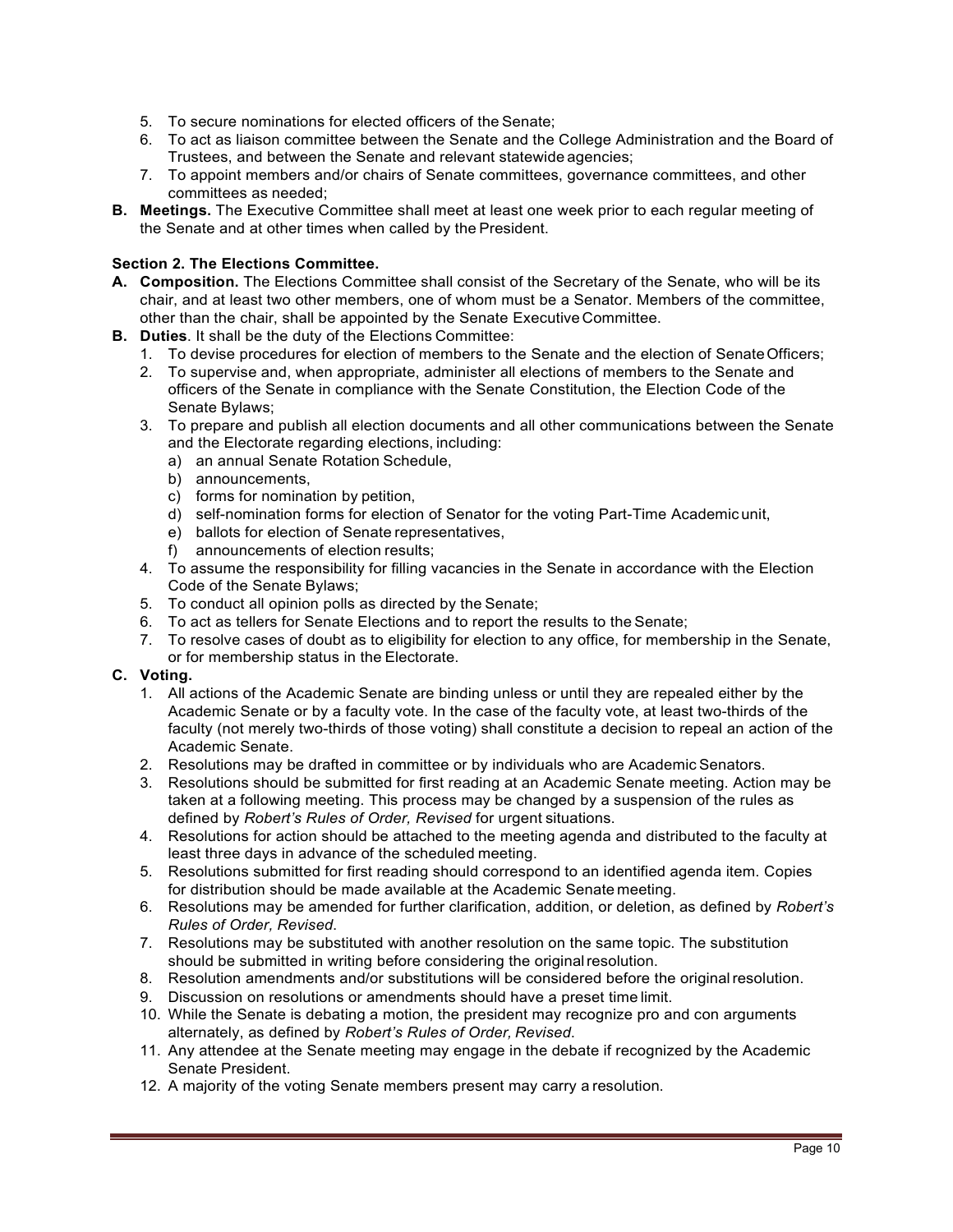5. To secure nominations for elected officers of the Senate;
6. To act as liaison committee between the Senate and the College Administration and the Board of Trustees, and between the Senate and relevant statewide agencies;
7. To appoint members and/or chairs of Senate committees, governance committees, and other committees as needed;

**B. Meetings.** The Executive Committee shall meet at least one week prior to each regular meeting of the Senate and at other times when called by the President.

**Section 2. The Elections Committee.**

**A. Composition.** The Elections Committee shall consist of the Secretary of the Senate, who will be its chair, and at least two other members, one of whom must be a Senator. Members of the committee, other than the chair, shall be appointed by the Senate Executive Committee.

**B. Duties**. It shall be the duty of the Elections Committee:

1. To devise procedures for election of members to the Senate and the election of Senate Officers;
2. To supervise and, when appropriate, administer all elections of members to the Senate and officers of the Senate in compliance with the Senate Constitution, the Election Code of the Senate Bylaws;
3. To prepare and publish all election documents and all other communications between the Senate and the Electorate regarding elections, including:
   a) an annual Senate Rotation Schedule,
   b) announcements,
   c) forms for nomination by petition,
   d) self-nomination forms for election of Senator for the voting Part-Time Academic unit,
   e) ballots for election of Senate representatives,
   f) announcements of election results;
4. To assume the responsibility for filling vacancies in the Senate in accordance with the Election Code of the Senate Bylaws;
5. To conduct all opinion polls as directed by the Senate;
6. To act as tellers for Senate Elections and to report the results to the Senate;
7. To resolve cases of doubt as to eligibility for election to any office, for membership in the Senate, or for membership status in the Electorate.

**C. Voting.**

1. All actions of the Academic Senate are binding unless or until they are repealed either by the Academic Senate or by a faculty vote. In the case of the faculty vote, at least two-thirds of the faculty (not merely two-thirds of those voting) shall constitute a decision to repeal an action of the Academic Senate.
2. Resolutions may be drafted in committee or by individuals who are Academic Senators.
3. Resolutions should be submitted for first reading at an Academic Senate meeting. Action may be taken at a following meeting. This process may be changed by a suspension of the rules as defined by *Robert's Rules of Order, Revised* for urgent situations.
4. Resolutions for action should be attached to the meeting agenda and distributed to the faculty at least three days in advance of the scheduled meeting.
5. Resolutions submitted for first reading should correspond to an identified agenda item. Copies for distribution should be made available at the Academic Senate meeting.
6. Resolutions may be amended for further clarification, addition, or deletion, as defined by *Robert's Rules of Order, Revised*.
7. Resolutions may be substituted with another resolution on the same topic. The substitution should be submitted in writing before considering the original resolution.
8. Resolution amendments and/or substitutions will be considered before the original resolution.
9. Discussion on resolutions or amendments should have a preset time limit.
10. While the Senate is debating a motion, the president may recognize pro and con arguments alternately, as defined by *Robert's Rules of Order, Revised*.
11. Any attendee at the Senate meeting may engage in the debate if recognized by the Academic Senate President.
12. A majority of the voting Senate members present may carry a resolution.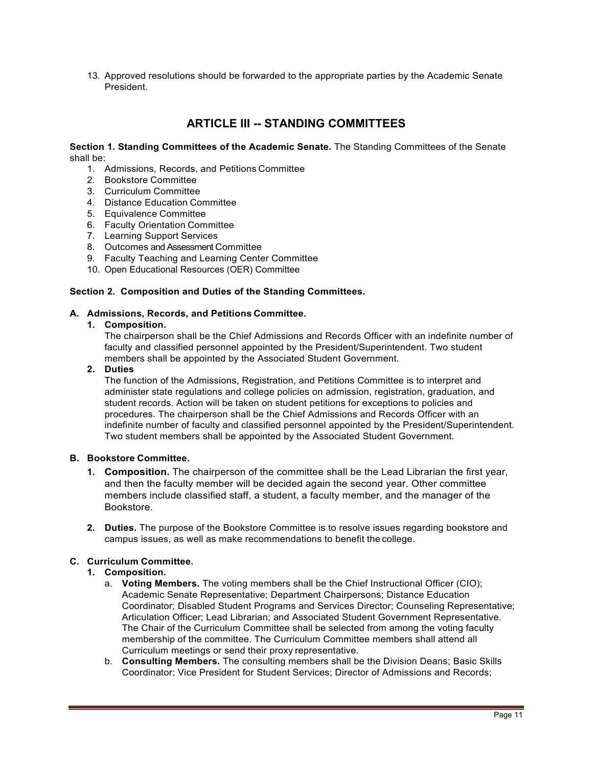13. Approved resolutions should be forwarded to the appropriate parties by the Academic Senate President.

## ARTICLE III -- STANDING COMMITTEES

**Section 1. Standing Committees of the Academic Senate.** The Standing Committees of the Senate shall be:

1. Admissions, Records, and Petitions Committee
2. Bookstore Committee
3. Curriculum Committee
4. Distance Education Committee
5. Equivalence Committee
6. Faculty Orientation Committee
7. Learning Support Services
8. Outcomes and Assessment Committee
9. Faculty Teaching and Learning Center Committee
10. Open Educational Resources (OER) Committee

**Section 2. Composition and Duties of the Standing Committees.**

**A. Admissions, Records, and Petitions Committee.**

**1. Composition.**

The chairperson shall be the Chief Admissions and Records Officer with an indefinite number of faculty and classified personnel appointed by the President/Superintendent. Two student members shall be appointed by the Associated Student Government.

**2. Duties**

The function of the Admissions, Registration, and Petitions Committee is to interpret and administer state regulations and college policies on admission, registration, graduation, and student records. Action will be taken on student petitions for exceptions to policies and procedures. The chairperson shall be the Chief Admissions and Records Officer with an indefinite number of faculty and classified personnel appointed by the President/Superintendent. Two student members shall be appointed by the Associated Student Government.

**B. Bookstore Committee.**

**1. Composition.** The chairperson of the committee shall be the Lead Librarian the first year, and then the faculty member will be decided again the second year. Other committee members include classified staff, a student, a faculty member, and the manager of the Bookstore.

**2. Duties.** The purpose of the Bookstore Committee is to resolve issues regarding bookstore and campus issues, as well as make recommendations to benefit the college.

**C. Curriculum Committee.**

**1. Composition.**

a. **Voting Members.** The voting members shall be the Chief Instructional Officer (CIO); Academic Senate Representative; Department Chairpersons; Distance Education Coordinator; Disabled Student Programs and Services Director; Counseling Representative; Articulation Officer; Lead Librarian; and Associated Student Government Representative. The Chair of the Curriculum Committee shall be selected from among the voting faculty membership of the committee. The Curriculum Committee members shall attend all Curriculum meetings or send their proxy representative.

b. **Consulting Members.** The consulting members shall be the Division Deans; Basic Skills Coordinator; Vice President for Student Services; Director of Admissions and Records;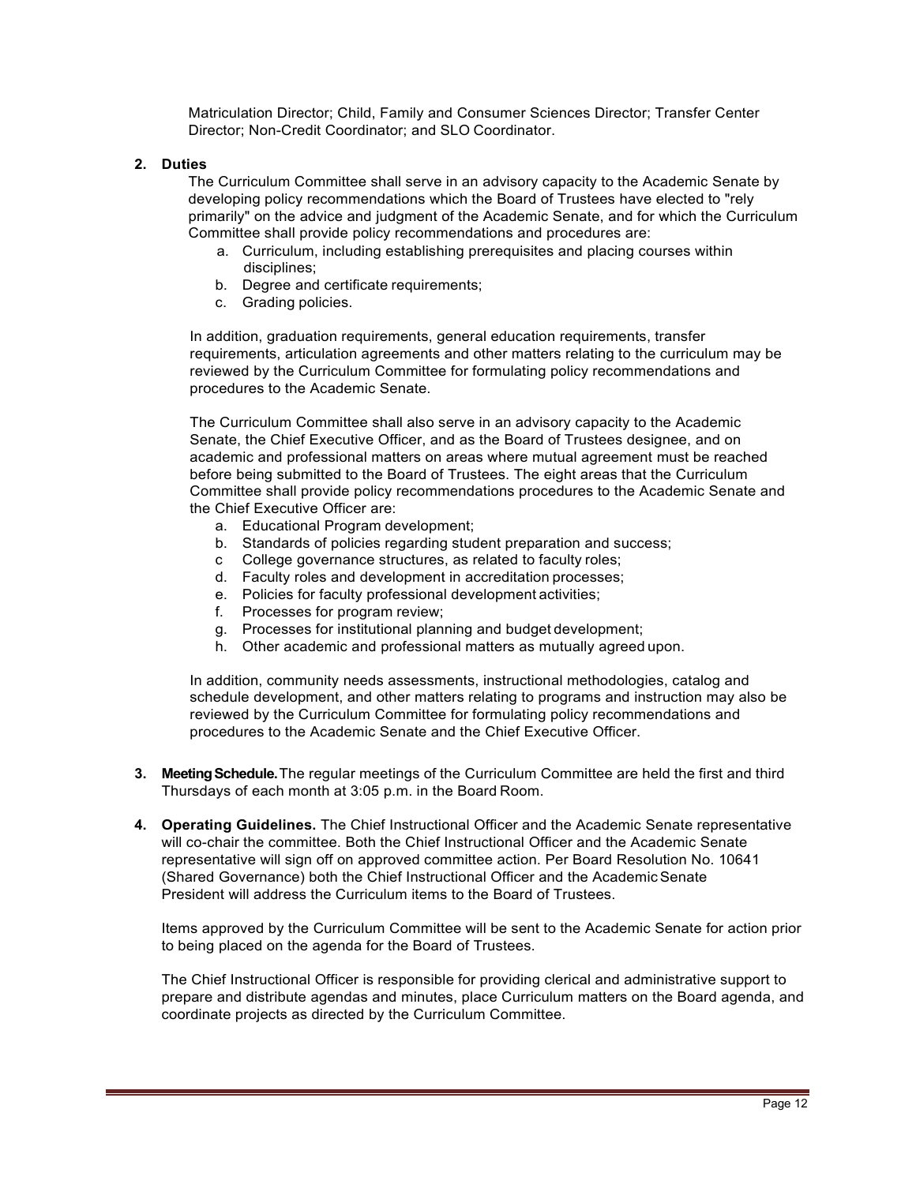Matriculation Director; Child, Family and Consumer Sciences Director; Transfer Center Director; Non-Credit Coordinator; and SLO Coordinator.

2. **Duties**

   The Curriculum Committee shall serve in an advisory capacity to the Academic Senate by developing policy recommendations which the Board of Trustees have elected to "rely primarily" on the advice and judgment of the Academic Senate, and for which the Curriculum Committee shall provide policy recommendations and procedures are:

   a. Curriculum, including establishing prerequisites and placing courses within disciplines;
   b. Degree and certificate requirements;
   c. Grading policies.

   In addition, graduation requirements, general education requirements, transfer requirements, articulation agreements and other matters relating to the curriculum may be reviewed by the Curriculum Committee for formulating policy recommendations and procedures to the Academic Senate.

   The Curriculum Committee shall also serve in an advisory capacity to the Academic Senate, the Chief Executive Officer, and as the Board of Trustees designee, and on academic and professional matters on areas where mutual agreement must be reached before being submitted to the Board of Trustees. The eight areas that the Curriculum Committee shall provide policy recommendations procedures to the Academic Senate and the Chief Executive Officer are:

   a. Educational Program development;
   b. Standards of policies regarding student preparation and success;
   c College governance structures, as related to faculty roles;
   d. Faculty roles and development in accreditation processes;
   e. Policies for faculty professional development activities;
   f. Processes for program review;
   g. Processes for institutional planning and budget development;
   h. Other academic and professional matters as mutually agreed upon.

   In addition, community needs assessments, instructional methodologies, catalog and schedule development, and other matters relating to programs and instruction may also be reviewed by the Curriculum Committee for formulating policy recommendations and procedures to the Academic Senate and the Chief Executive Officer.

3. **Meeting Schedule.** The regular meetings of the Curriculum Committee are held the first and third Thursdays of each month at 3:05 p.m. in the Board Room.

4. **Operating Guidelines.** The Chief Instructional Officer and the Academic Senate representative will co-chair the committee. Both the Chief Instructional Officer and the Academic Senate representative will sign off on approved committee action. Per Board Resolution No. 10641 (Shared Governance) both the Chief Instructional Officer and the Academic Senate President will address the Curriculum items to the Board of Trustees.

   Items approved by the Curriculum Committee will be sent to the Academic Senate for action prior to being placed on the agenda for the Board of Trustees.

   The Chief Instructional Officer is responsible for providing clerical and administrative support to prepare and distribute agendas and minutes, place Curriculum matters on the Board agenda, and coordinate projects as directed by the Curriculum Committee.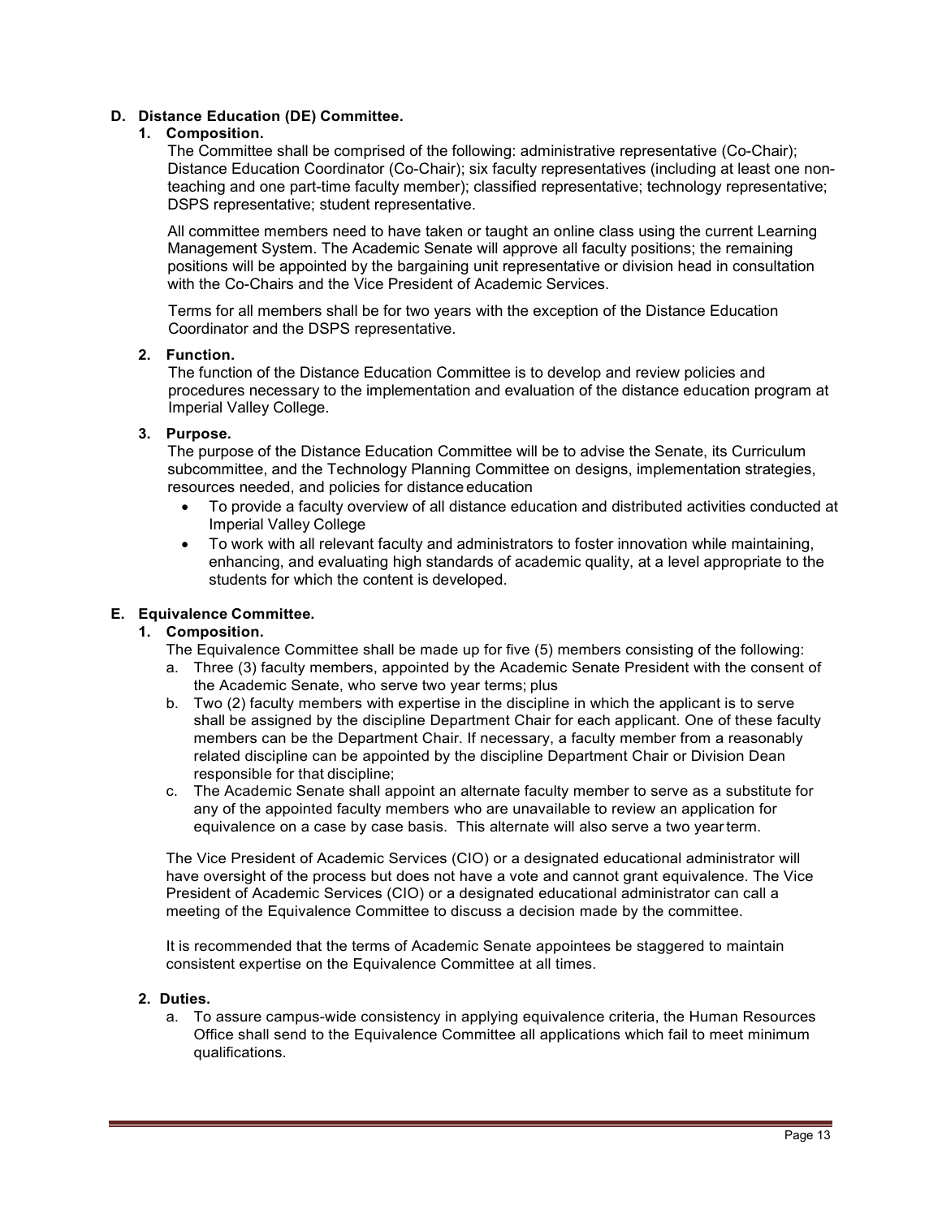**D. Distance Education (DE) Committee.**

**1. Composition.**

The Committee shall be comprised of the following: administrative representative (Co-Chair); Distance Education Coordinator (Co-Chair); six faculty representatives (including at least one non-teaching and one part-time faculty member); classified representative; technology representative; DSPS representative; student representative.

All committee members need to have taken or taught an online class using the current Learning Management System. The Academic Senate will approve all faculty positions; the remaining positions will be appointed by the bargaining unit representative or division head in consultation with the Co-Chairs and the Vice President of Academic Services.

Terms for all members shall be for two years with the exception of the Distance Education Coordinator and the DSPS representative.

**2. Function.**

The function of the Distance Education Committee is to develop and review policies and procedures necessary to the implementation and evaluation of the distance education program at Imperial Valley College.

**3. Purpose.**

The purpose of the Distance Education Committee will be to advise the Senate, its Curriculum subcommittee, and the Technology Planning Committee on designs, implementation strategies, resources needed, and policies for distance education

- To provide a faculty overview of all distance education and distributed activities conducted at Imperial Valley College
- To work with all relevant faculty and administrators to foster innovation while maintaining, enhancing, and evaluating high standards of academic quality, at a level appropriate to the students for which the content is developed.

**E. Equivalence Committee.**

**1. Composition.**

The Equivalence Committee shall be made up for five (5) members consisting of the following:

a. Three (3) faculty members, appointed by the Academic Senate President with the consent of the Academic Senate, who serve two year terms; plus

b. Two (2) faculty members with expertise in the discipline in which the applicant is to serve shall be assigned by the discipline Department Chair for each applicant. One of these faculty members can be the Department Chair. If necessary, a faculty member from a reasonably related discipline can be appointed by the discipline Department Chair or Division Dean responsible for that discipline;

c. The Academic Senate shall appoint an alternate faculty member to serve as a substitute for any of the appointed faculty members who are unavailable to review an application for equivalence on a case by case basis. This alternate will also serve a two year term.

The Vice President of Academic Services (CIO) or a designated educational administrator will have oversight of the process but does not have a vote and cannot grant equivalence. The Vice President of Academic Services (CIO) or a designated educational administrator can call a meeting of the Equivalence Committee to discuss a decision made by the committee.

It is recommended that the terms of Academic Senate appointees be staggered to maintain consistent expertise on the Equivalence Committee at all times.

**2. Duties.**

a. To assure campus-wide consistency in applying equivalence criteria, the Human Resources Office shall send to the Equivalence Committee all applications which fail to meet minimum qualifications.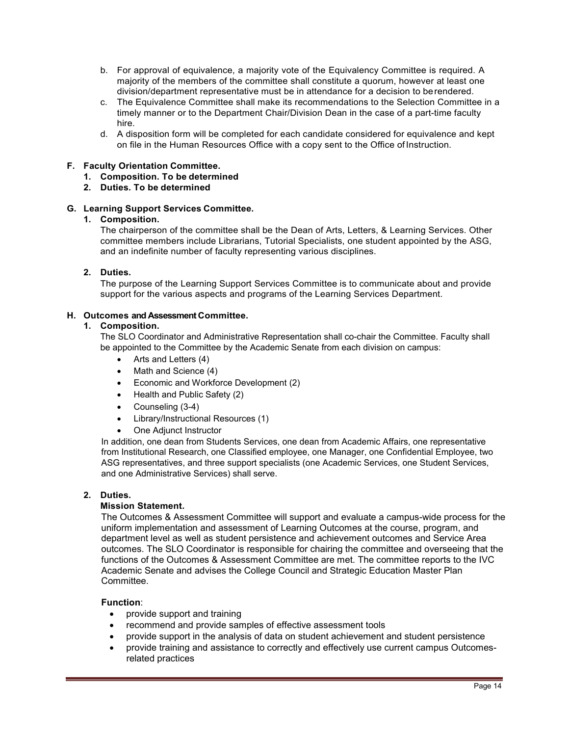b. For approval of equivalence, a majority vote of the Equivalency Committee is required. A majority of the members of the committee shall constitute a quorum, however at least one division/department representative must be in attendance for a decision to be rendered.
c. The Equivalence Committee shall make its recommendations to the Selection Committee in a timely manner or to the Department Chair/Division Dean in the case of a part-time faculty hire.
d. A disposition form will be completed for each candidate considered for equivalence and kept on file in the Human Resources Office with a copy sent to the Office of Instruction.

**F. Faculty Orientation Committee.**

1. **Composition. To be determined**
2. **Duties. To be determined**

**G. Learning Support Services Committee.**

1. **Composition.**

   The chairperson of the committee shall be the Dean of Arts, Letters, & Learning Services. Other committee members include Librarians, Tutorial Specialists, one student appointed by the ASG, and an indefinite number of faculty representing various disciplines.

2. **Duties.**

   The purpose of the Learning Support Services Committee is to communicate about and provide support for the various aspects and programs of the Learning Services Department.

**H. Outcomes and Assessment Committee.**

1. **Composition.**

   The SLO Coordinator and Administrative Representation shall co-chair the Committee. Faculty shall be appointed to the Committee by the Academic Senate from each division on campus:

   - Arts and Letters (4)
   - Math and Science (4)
   - Economic and Workforce Development (2)
   - Health and Public Safety (2)
   - Counseling (3-4)
   - Library/Instructional Resources (1)
   - One Adjunct Instructor

   In addition, one dean from Students Services, one dean from Academic Affairs, one representative from Institutional Research, one Classified employee, one Manager, one Confidential Employee, two ASG representatives, and three support specialists (one Academic Services, one Student Services, and one Administrative Services) shall serve.

2. **Duties.**

   **Mission Statement.**

   The Outcomes & Assessment Committee will support and evaluate a campus-wide process for the uniform implementation and assessment of Learning Outcomes at the course, program, and department level as well as student persistence and achievement outcomes and Service Area outcomes. The SLO Coordinator is responsible for chairing the committee and overseeing that the functions of the Outcomes & Assessment Committee are met. The committee reports to the IVC Academic Senate and advises the College Council and Strategic Education Master Plan Committee.

   **Function**:

   - provide support and training
   - recommend and provide samples of effective assessment tools
   - provide support in the analysis of data on student achievement and student persistence
   - provide training and assistance to correctly and effectively use current campus Outcomes-related practices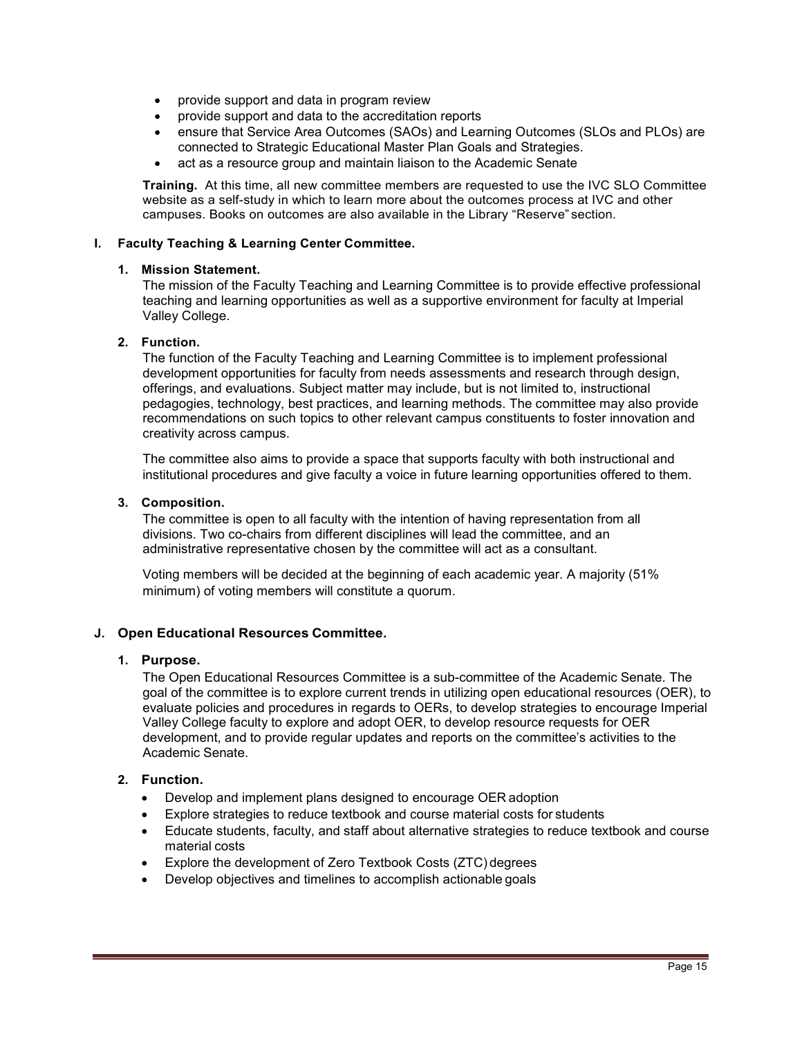- provide support and data in program review
- provide support and data to the accreditation reports
- ensure that Service Area Outcomes (SAOs) and Learning Outcomes (SLOs and PLOs) are connected to Strategic Educational Master Plan Goals and Strategies.
- act as a resource group and maintain liaison to the Academic Senate

**Training.** At this time, all new committee members are requested to use the IVC SLO Committee website as a self-study in which to learn more about the outcomes process at IVC and other campuses. Books on outcomes are also available in the Library "Reserve" section.

### I. Faculty Teaching & Learning Center Committee.

**1. Mission Statement.**

The mission of the Faculty Teaching and Learning Committee is to provide effective professional teaching and learning opportunities as well as a supportive environment for faculty at Imperial Valley College.

**2. Function.**

The function of the Faculty Teaching and Learning Committee is to implement professional development opportunities for faculty from needs assessments and research through design, offerings, and evaluations. Subject matter may include, but is not limited to, instructional pedagogies, technology, best practices, and learning methods. The committee may also provide recommendations on such topics to other relevant campus constituents to foster innovation and creativity across campus.

The committee also aims to provide a space that supports faculty with both instructional and institutional procedures and give faculty a voice in future learning opportunities offered to them.

**3. Composition.**

The committee is open to all faculty with the intention of having representation from all divisions. Two co-chairs from different disciplines will lead the committee, and an administrative representative chosen by the committee will act as a consultant.

Voting members will be decided at the beginning of each academic year. A majority (51% minimum) of voting members will constitute a quorum.

### J. Open Educational Resources Committee.

**1. Purpose.**

The Open Educational Resources Committee is a sub-committee of the Academic Senate. The goal of the committee is to explore current trends in utilizing open educational resources (OER), to evaluate policies and procedures in regards to OERs, to develop strategies to encourage Imperial Valley College faculty to explore and adopt OER, to develop resource requests for OER development, and to provide regular updates and reports on the committee's activities to the Academic Senate.

**2. Function.**

- Develop and implement plans designed to encourage OER adoption
- Explore strategies to reduce textbook and course material costs for students
- Educate students, faculty, and staff about alternative strategies to reduce textbook and course material costs
- Explore the development of Zero Textbook Costs (ZTC) degrees
- Develop objectives and timelines to accomplish actionable goals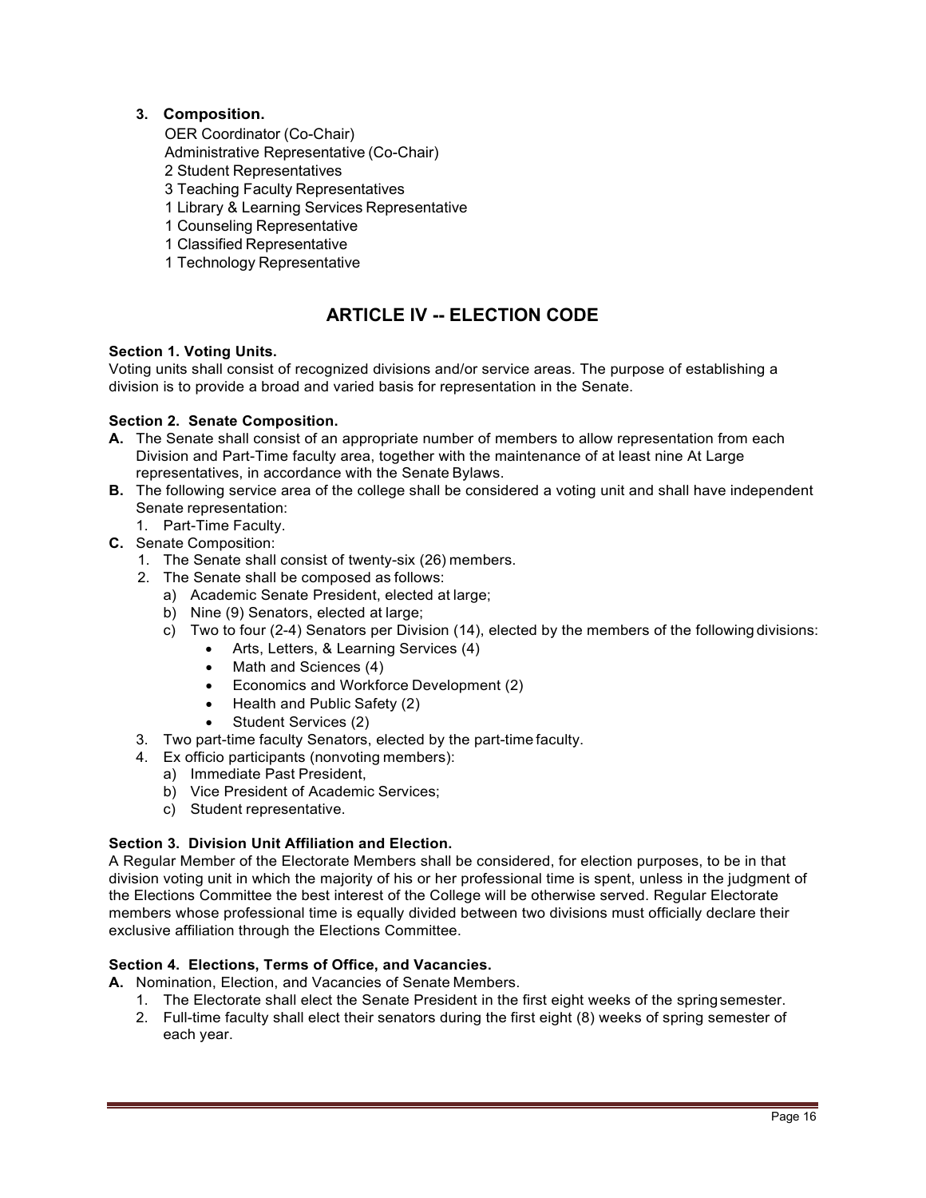**3. Composition.**

OER Coordinator (Co-Chair)
Administrative Representative (Co-Chair)
2 Student Representatives
3 Teaching Faculty Representatives
1 Library & Learning Services Representative
1 Counseling Representative
1 Classified Representative
1 Technology Representative

## ARTICLE IV -- ELECTION CODE

**Section 1. Voting Units.**

Voting units shall consist of recognized divisions and/or service areas. The purpose of establishing a division is to provide a broad and varied basis for representation in the Senate.

**Section 2. Senate Composition.**

**A.** The Senate shall consist of an appropriate number of members to allow representation from each Division and Part-Time faculty area, together with the maintenance of at least nine At Large representatives, in accordance with the Senate Bylaws.

**B.** The following service area of the college shall be considered a voting unit and shall have independent Senate representation:

1. Part-Time Faculty.

**C.** Senate Composition:

1. The Senate shall consist of twenty-six (26) members.
2. The Senate shall be composed as follows:
   a) Academic Senate President, elected at large;
   b) Nine (9) Senators, elected at large;
   c) Two to four (2-4) Senators per Division (14), elected by the members of the following divisions:
      - Arts, Letters, & Learning Services (4)
      - Math and Sciences (4)
      - Economics and Workforce Development (2)
      - Health and Public Safety (2)
      - Student Services (2)
3. Two part-time faculty Senators, elected by the part-time faculty.
4. Ex officio participants (nonvoting members):
   a) Immediate Past President,
   b) Vice President of Academic Services;
   c) Student representative.

**Section 3. Division Unit Affiliation and Election.**

A Regular Member of the Electorate Members shall be considered, for election purposes, to be in that division voting unit in which the majority of his or her professional time is spent, unless in the judgment of the Elections Committee the best interest of the College will be otherwise served. Regular Electorate members whose professional time is equally divided between two divisions must officially declare their exclusive affiliation through the Elections Committee.

**Section 4. Elections, Terms of Office, and Vacancies.**

**A.** Nomination, Election, and Vacancies of Senate Members.

1. The Electorate shall elect the Senate President in the first eight weeks of the spring semester.
2. Full-time faculty shall elect their senators during the first eight (8) weeks of spring semester of each year.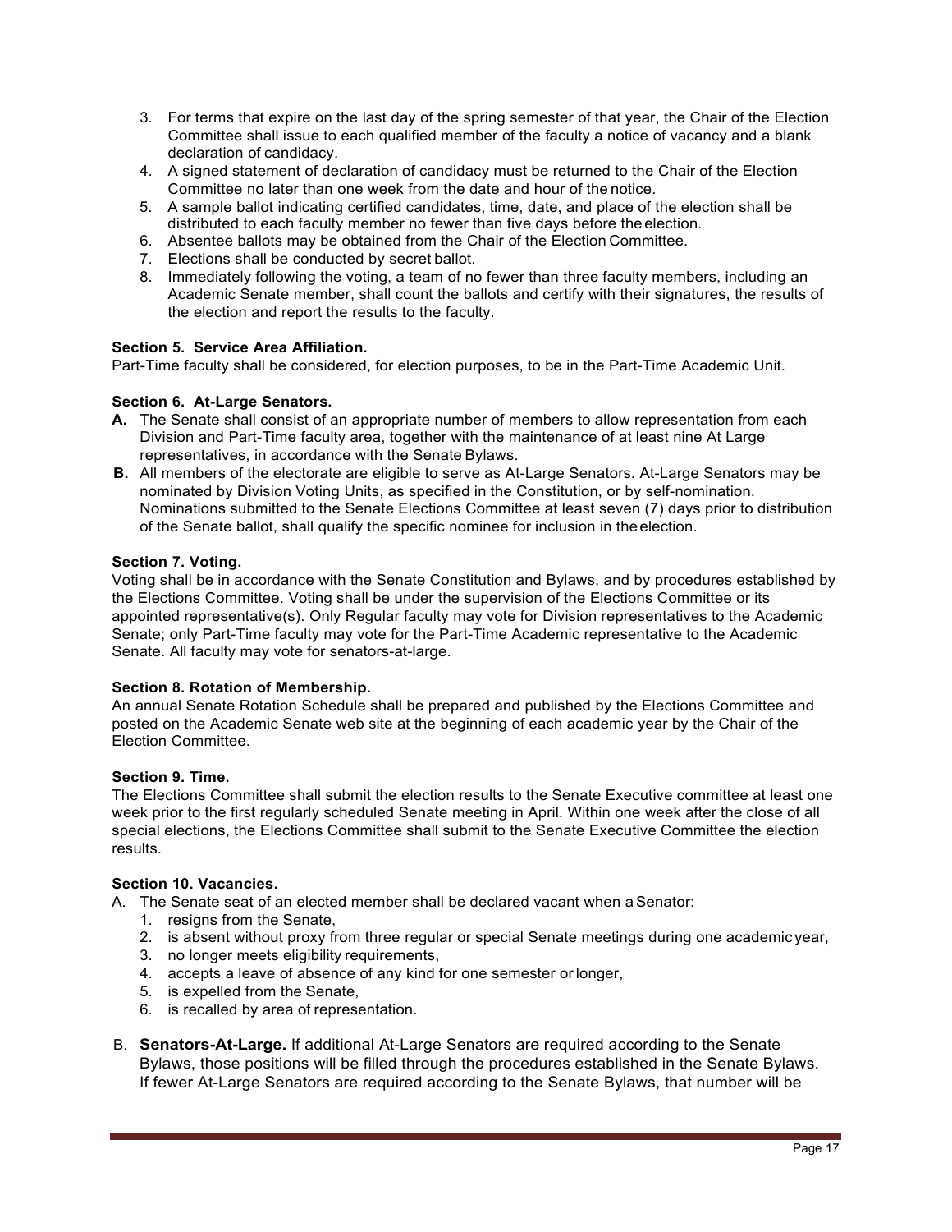3. For terms that expire on the last day of the spring semester of that year, the Chair of the Election Committee shall issue to each qualified member of the faculty a notice of vacancy and a blank declaration of candidacy.
4. A signed statement of declaration of candidacy must be returned to the Chair of the Election Committee no later than one week from the date and hour of the notice.
5. A sample ballot indicating certified candidates, time, date, and place of the election shall be distributed to each faculty member no fewer than five days before the election.
6. Absentee ballots may be obtained from the Chair of the Election Committee.
7. Elections shall be conducted by secret ballot.
8. Immediately following the voting, a team of no fewer than three faculty members, including an Academic Senate member, shall count the ballots and certify with their signatures, the results of the election and report the results to the faculty.

**Section 5. Service Area Affiliation.**
Part-Time faculty shall be considered, for election purposes, to be in the Part-Time Academic Unit.

**Section 6. At-Large Senators.**

**A.** The Senate shall consist of an appropriate number of members to allow representation from each Division and Part-Time faculty area, together with the maintenance of at least nine At Large representatives, in accordance with the Senate Bylaws.

**B.** All members of the electorate are eligible to serve as At-Large Senators. At-Large Senators may be nominated by Division Voting Units, as specified in the Constitution, or by self-nomination. Nominations submitted to the Senate Elections Committee at least seven (7) days prior to distribution of the Senate ballot, shall qualify the specific nominee for inclusion in the election.

**Section 7. Voting.**
Voting shall be in accordance with the Senate Constitution and Bylaws, and by procedures established by the Elections Committee. Voting shall be under the supervision of the Elections Committee or its appointed representative(s). Only Regular faculty may vote for Division representatives to the Academic Senate; only Part-Time faculty may vote for the Part-Time Academic representative to the Academic Senate. All faculty may vote for senators-at-large.

**Section 8. Rotation of Membership.**
An annual Senate Rotation Schedule shall be prepared and published by the Elections Committee and posted on the Academic Senate web site at the beginning of each academic year by the Chair of the Election Committee.

**Section 9. Time.**
The Elections Committee shall submit the election results to the Senate Executive committee at least one week prior to the first regularly scheduled Senate meeting in April. Within one week after the close of all special elections, the Elections Committee shall submit to the Senate Executive Committee the election results.

**Section 10. Vacancies.**

A. The Senate seat of an elected member shall be declared vacant when a Senator:
   1. resigns from the Senate,
   2. is absent without proxy from three regular or special Senate meetings during one academic year,
   3. no longer meets eligibility requirements,
   4. accepts a leave of absence of any kind for one semester or longer,
   5. is expelled from the Senate,
   6. is recalled by area of representation.

B. **Senators-At-Large.** If additional At-Large Senators are required according to the Senate Bylaws, those positions will be filled through the procedures established in the Senate Bylaws. If fewer At-Large Senators are required according to the Senate Bylaws, that number will be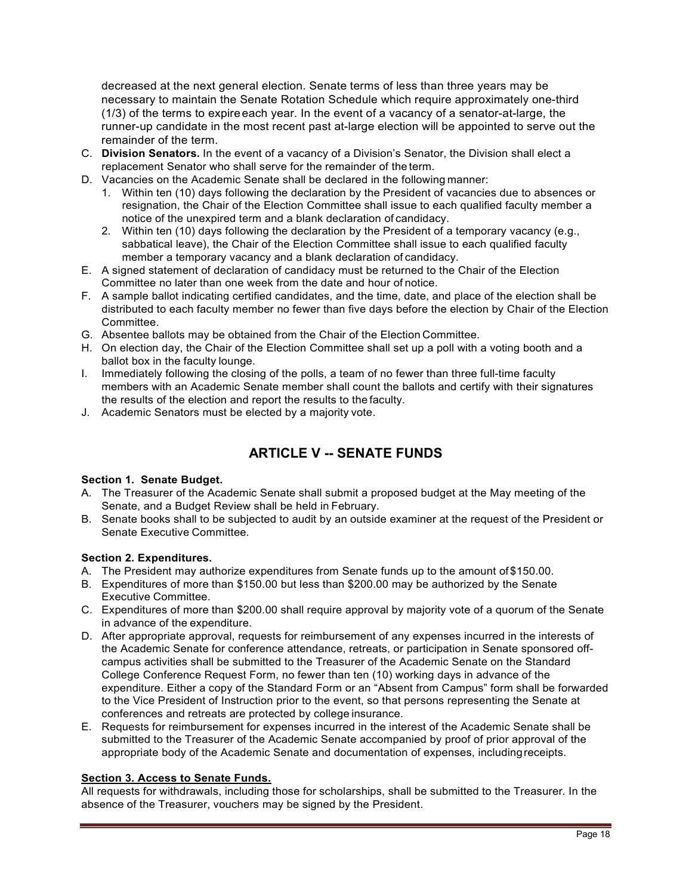decreased at the next general election. Senate terms of less than three years may be necessary to maintain the Senate Rotation Schedule which require approximately one-third (1/3) of the terms to expire each year. In the event of a vacancy of a senator-at-large, the runner-up candidate in the most recent past at-large election will be appointed to serve out the remainder of the term.

C. **Division Senators.** In the event of a vacancy of a Division's Senator, the Division shall elect a replacement Senator who shall serve for the remainder of the term.
D. Vacancies on the Academic Senate shall be declared in the following manner:
   1. Within ten (10) days following the declaration by the President of vacancies due to absences or resignation, the Chair of the Election Committee shall issue to each qualified faculty member a notice of the unexpired term and a blank declaration of candidacy.
   2. Within ten (10) days following the declaration by the President of a temporary vacancy (e.g., sabbatical leave), the Chair of the Election Committee shall issue to each qualified faculty member a temporary vacancy and a blank declaration of candidacy.
E. A signed statement of declaration of candidacy must be returned to the Chair of the Election Committee no later than one week from the date and hour of notice.
F. A sample ballot indicating certified candidates, and the time, date, and place of the election shall be distributed to each faculty member no fewer than five days before the election by Chair of the Election Committee.
G. Absentee ballots may be obtained from the Chair of the Election Committee.
H. On election day, the Chair of the Election Committee shall set up a poll with a voting booth and a ballot box in the faculty lounge.
I. Immediately following the closing of the polls, a team of no fewer than three full-time faculty members with an Academic Senate member shall count the ballots and certify with their signatures the results of the election and report the results to the faculty.
J. Academic Senators must be elected by a majority vote.

## ARTICLE V -- SENATE FUNDS

**Section 1. Senate Budget.**

A. The Treasurer of the Academic Senate shall submit a proposed budget at the May meeting of the Senate, and a Budget Review shall be held in February.
B. Senate books shall to be subjected to audit by an outside examiner at the request of the President or Senate Executive Committee.

**Section 2. Expenditures.**

A. The President may authorize expenditures from Senate funds up to the amount of $150.00.
B. Expenditures of more than $150.00 but less than $200.00 may be authorized by the Senate Executive Committee.
C. Expenditures of more than $200.00 shall require approval by majority vote of a quorum of the Senate in advance of the expenditure.
D. After appropriate approval, requests for reimbursement of any expenses incurred in the interests of the Academic Senate for conference attendance, retreats, or participation in Senate sponsored off-campus activities shall be submitted to the Treasurer of the Academic Senate on the Standard College Conference Request Form, no fewer than ten (10) working days in advance of the expenditure. Either a copy of the Standard Form or an "Absent from Campus" form shall be forwarded to the Vice President of Instruction prior to the event, so that persons representing the Senate at conferences and retreats are protected by college insurance.
E. Requests for reimbursement for expenses incurred in the interest of the Academic Senate shall be submitted to the Treasurer of the Academic Senate accompanied by proof of prior approval of the appropriate body of the Academic Senate and documentation of expenses, including receipts.

**Section 3. Access to Senate Funds.**

All requests for withdrawals, including those for scholarships, shall be submitted to the Treasurer. In the absence of the Treasurer, vouchers may be signed by the President.